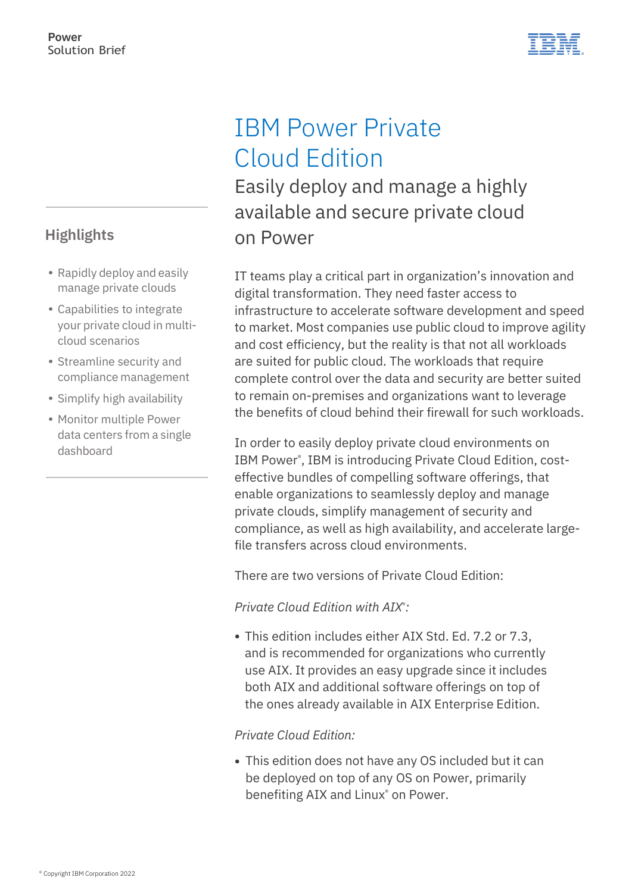Power
Solution Brief

# IBM Power Private Cloud Edition

## Easily deploy and manage a highly available and secure private cloud on Power

### Highlights

- Rapidly deploy and easily manage private clouds
- Capabilities to integrate your private cloud in multi-cloud scenarios
- Streamline security and compliance management
- Simplify high availability
- Monitor multiple Power data centers from a single dashboard

IT teams play a critical part in organization's innovation and digital transformation. They need faster access to infrastructure to accelerate software development and speed to market. Most companies use public cloud to improve agility and cost efficiency, but the reality is that not all workloads are suited for public cloud. The workloads that require complete control over the data and security are better suited to remain on-premises and organizations want to leverage the benefits of cloud behind their firewall for such workloads.

In order to easily deploy private cloud environments on IBM Power®, IBM is introducing Private Cloud Edition, cost-effective bundles of compelling software offerings, that enable organizations to seamlessly deploy and manage private clouds, simplify management of security and compliance, as well as high availability, and accelerate large-file transfers across cloud environments.

There are two versions of Private Cloud Edition:

*Private Cloud Edition with AIX®:*

- This edition includes either AIX Std. Ed. 7.2 or 7.3, and is recommended for organizations who currently use AIX. It provides an easy upgrade since it includes both AIX and additional software offerings on top of the ones already available in AIX Enterprise Edition.

*Private Cloud Edition:*

- This edition does not have any OS included but it can be deployed on top of any OS on Power, primarily benefiting AIX and Linux® on Power.

® Copyright IBM Corporation 2022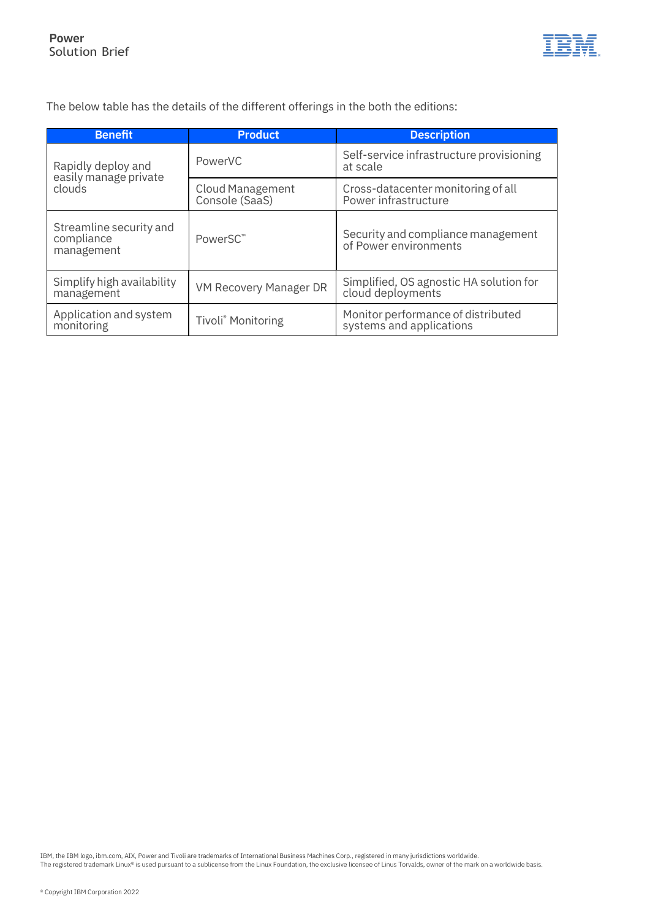The below table has the details of the different offerings in the both the editions:

| Benefit | Product | Description |
|---|---|---|
| Rapidly deploy and easily manage private clouds | PowerVC | Self-service infrastructure provisioning at scale |
| | Cloud Management Console (SaaS) | Cross-datacenter monitoring of all Power infrastructure |
| Streamline security and compliance management | PowerSC™ | Security and compliance management of Power environments |
| Simplify high availability management | VM Recovery Manager DR | Simplified, OS agnostic HA solution for cloud deployments |
| Application and system monitoring | Tivoli® Monitoring | Monitor performance of distributed systems and applications |

IBM, the IBM logo, ibm.com, AIX, Power and Tivoli are trademarks of International Business Machines Corp., registered in many jurisdictions worldwide.
The registered trademark Linux® is used pursuant to a sublicense from the Linux Foundation, the exclusive licensee of Linus Torvalds, owner of the mark on a worldwide basis.

© Copyright IBM Corporation 2022